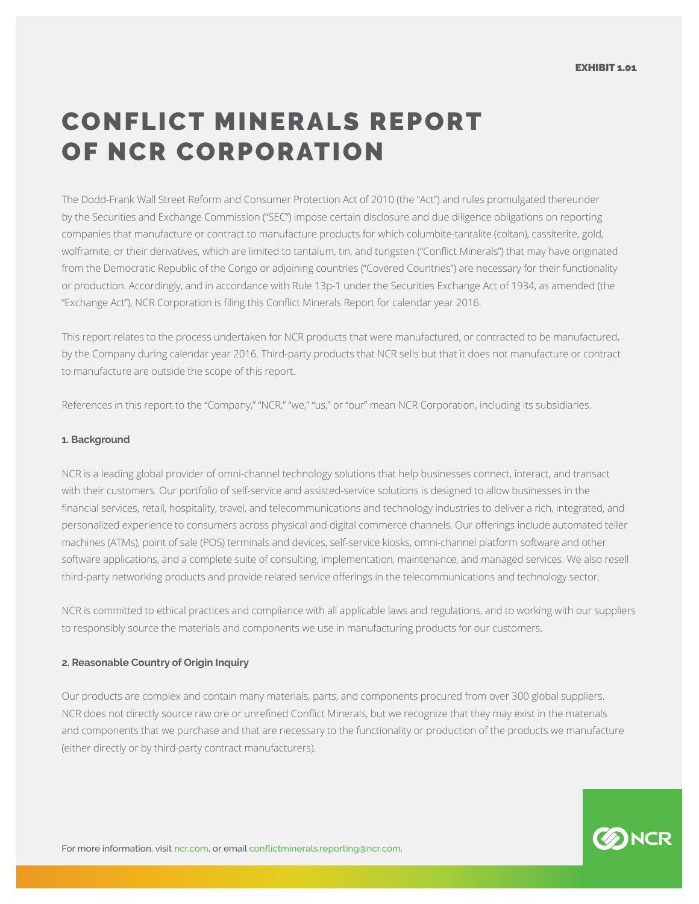EXHIBIT 1.01

# CONFLICT MINERALS REPORT OF NCR CORPORATION

The Dodd-Frank Wall Street Reform and Consumer Protection Act of 2010 (the "Act") and rules promulgated thereunder by the Securities and Exchange Commission ("SEC") impose certain disclosure and due diligence obligations on reporting companies that manufacture or contract to manufacture products for which columbite-tantalite (coltan), cassiterite, gold, wolframite, or their derivatives, which are limited to tantalum, tin, and tungsten ("Conflict Minerals") that may have originated from the Democratic Republic of the Congo or adjoining countries ("Covered Countries") are necessary for their functionality or production. Accordingly, and in accordance with Rule 13p-1 under the Securities Exchange Act of 1934, as amended (the "Exchange Act"), NCR Corporation is filing this Conflict Minerals Report for calendar year 2016.

This report relates to the process undertaken for NCR products that were manufactured, or contracted to be manufactured, by the Company during calendar year 2016. Third-party products that NCR sells but that it does not manufacture or contract to manufacture are outside the scope of this report.

References in this report to the "Company," "NCR," "we," "us," or "our" mean NCR Corporation, including its subsidiaries.

### 1. Background

NCR is a leading global provider of omni-channel technology solutions that help businesses connect, interact, and transact with their customers. Our portfolio of self-service and assisted-service solutions is designed to allow businesses in the financial services, retail, hospitality, travel, and telecommunications and technology industries to deliver a rich, integrated, and personalized experience to consumers across physical and digital commerce channels. Our offerings include automated teller machines (ATMs), point of sale (POS) terminals and devices, self-service kiosks, omni-channel platform software and other software applications, and a complete suite of consulting, implementation, maintenance, and managed services. We also resell third-party networking products and provide related service offerings in the telecommunications and technology sector.

NCR is committed to ethical practices and compliance with all applicable laws and regulations, and to working with our suppliers to responsibly source the materials and components we use in manufacturing products for our customers.

### 2. Reasonable Country of Origin Inquiry

Our products are complex and contain many materials, parts, and components procured from over 300 global suppliers. NCR does not directly source raw ore or unrefined Conflict Minerals, but we recognize that they may exist in the materials and components that we purchase and that are necessary to the functionality or production of the products we manufacture (either directly or by third-party contract manufacturers).

For more information, visit ncr.com, or email conflictminerals.reporting@ncr.com.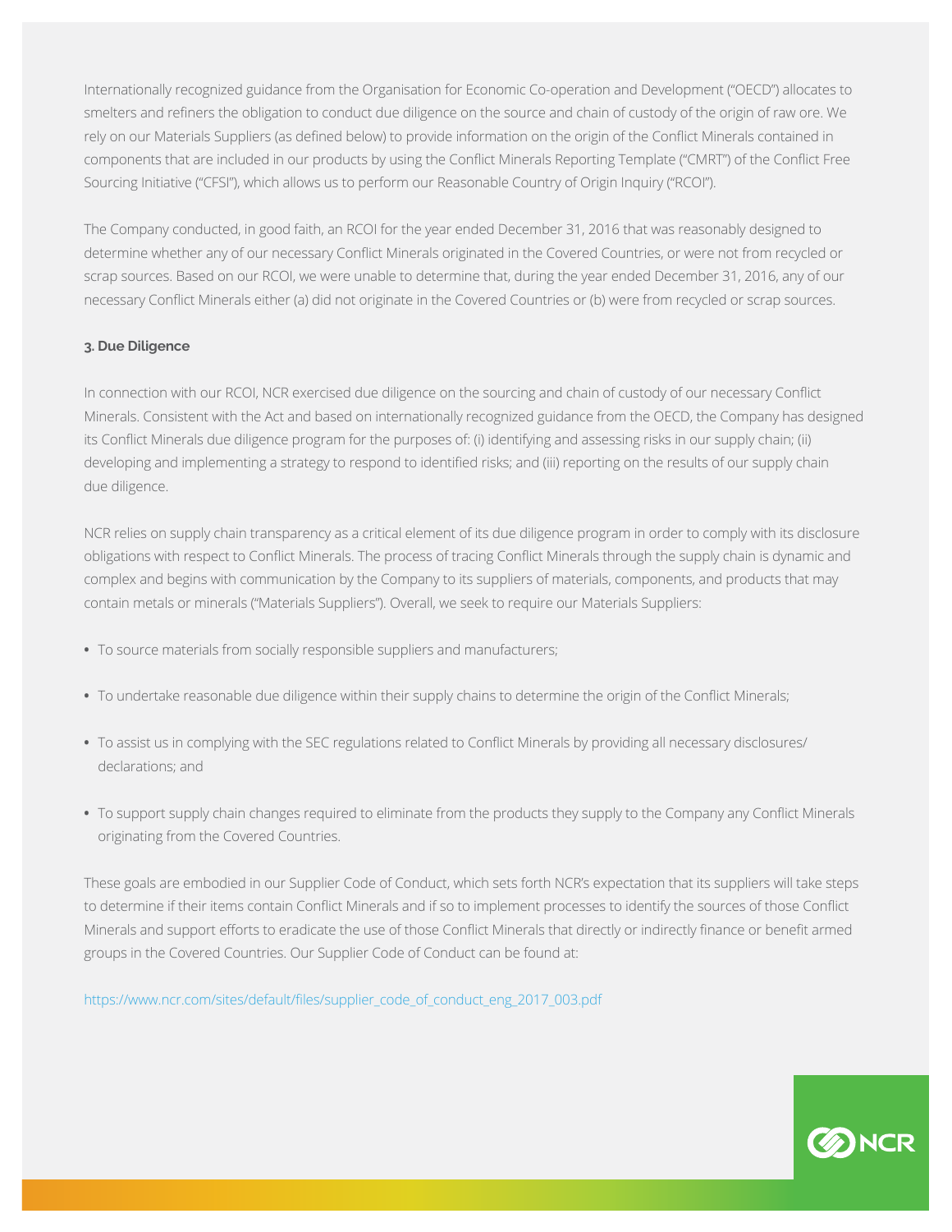Internationally recognized guidance from the Organisation for Economic Co-operation and Development ("OECD") allocates to smelters and refiners the obligation to conduct due diligence on the source and chain of custody of the origin of raw ore. We rely on our Materials Suppliers (as defined below) to provide information on the origin of the Conflict Minerals contained in components that are included in our products by using the Conflict Minerals Reporting Template ("CMRT") of the Conflict Free Sourcing Initiative ("CFSI"), which allows us to perform our Reasonable Country of Origin Inquiry ("RCOI").

The Company conducted, in good faith, an RCOI for the year ended December 31, 2016 that was reasonably designed to determine whether any of our necessary Conflict Minerals originated in the Covered Countries, or were not from recycled or scrap sources. Based on our RCOI, we were unable to determine that, during the year ended December 31, 2016, any of our necessary Conflict Minerals either (a) did not originate in the Covered Countries or (b) were from recycled or scrap sources.

### 3. Due Diligence

In connection with our RCOI, NCR exercised due diligence on the sourcing and chain of custody of our necessary Conflict Minerals. Consistent with the Act and based on internationally recognized guidance from the OECD, the Company has designed its Conflict Minerals due diligence program for the purposes of: (i) identifying and assessing risks in our supply chain; (ii) developing and implementing a strategy to respond to identified risks; and (iii) reporting on the results of our supply chain due diligence.

NCR relies on supply chain transparency as a critical element of its due diligence program in order to comply with its disclosure obligations with respect to Conflict Minerals. The process of tracing Conflict Minerals through the supply chain is dynamic and complex and begins with communication by the Company to its suppliers of materials, components, and products that may contain metals or minerals ("Materials Suppliers"). Overall, we seek to require our Materials Suppliers:

- To source materials from socially responsible suppliers and manufacturers;
- To undertake reasonable due diligence within their supply chains to determine the origin of the Conflict Minerals;
- To assist us in complying with the SEC regulations related to Conflict Minerals by providing all necessary disclosures/ declarations; and
- To support supply chain changes required to eliminate from the products they supply to the Company any Conflict Minerals originating from the Covered Countries.

These goals are embodied in our Supplier Code of Conduct, which sets forth NCR's expectation that its suppliers will take steps to determine if their items contain Conflict Minerals and if so to implement processes to identify the sources of those Conflict Minerals and support efforts to eradicate the use of those Conflict Minerals that directly or indirectly finance or benefit armed groups in the Covered Countries. Our Supplier Code of Conduct can be found at:

https://www.ncr.com/sites/default/files/supplier_code_of_conduct_eng_2017_003.pdf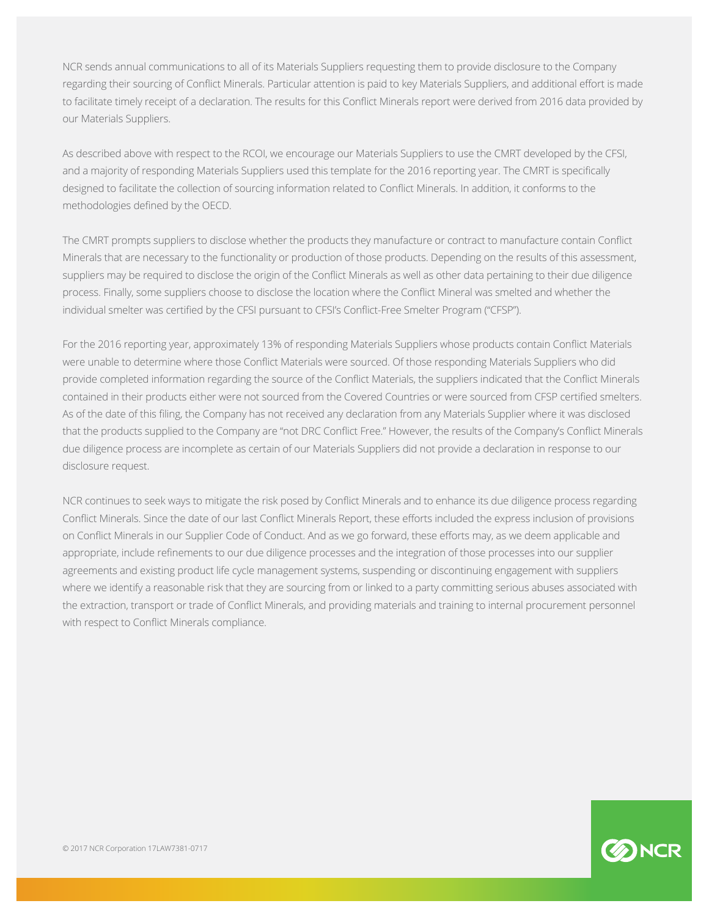NCR sends annual communications to all of its Materials Suppliers requesting them to provide disclosure to the Company regarding their sourcing of Conflict Minerals. Particular attention is paid to key Materials Suppliers, and additional effort is made to facilitate timely receipt of a declaration. The results for this Conflict Minerals report were derived from 2016 data provided by our Materials Suppliers.

As described above with respect to the RCOI, we encourage our Materials Suppliers to use the CMRT developed by the CFSI, and a majority of responding Materials Suppliers used this template for the 2016 reporting year. The CMRT is specifically designed to facilitate the collection of sourcing information related to Conflict Minerals. In addition, it conforms to the methodologies defined by the OECD.

The CMRT prompts suppliers to disclose whether the products they manufacture or contract to manufacture contain Conflict Minerals that are necessary to the functionality or production of those products. Depending on the results of this assessment, suppliers may be required to disclose the origin of the Conflict Minerals as well as other data pertaining to their due diligence process. Finally, some suppliers choose to disclose the location where the Conflict Mineral was smelted and whether the individual smelter was certified by the CFSI pursuant to CFSI's Conflict-Free Smelter Program ("CFSP").

For the 2016 reporting year, approximately 13% of responding Materials Suppliers whose products contain Conflict Materials were unable to determine where those Conflict Materials were sourced. Of those responding Materials Suppliers who did provide completed information regarding the source of the Conflict Materials, the suppliers indicated that the Conflict Minerals contained in their products either were not sourced from the Covered Countries or were sourced from CFSP certified smelters. As of the date of this filing, the Company has not received any declaration from any Materials Supplier where it was disclosed that the products supplied to the Company are "not DRC Conflict Free." However, the results of the Company's Conflict Minerals due diligence process are incomplete as certain of our Materials Suppliers did not provide a declaration in response to our disclosure request.

NCR continues to seek ways to mitigate the risk posed by Conflict Minerals and to enhance its due diligence process regarding Conflict Minerals. Since the date of our last Conflict Minerals Report, these efforts included the express inclusion of provisions on Conflict Minerals in our Supplier Code of Conduct. And as we go forward, these efforts may, as we deem applicable and appropriate, include refinements to our due diligence processes and the integration of those processes into our supplier agreements and existing product life cycle management systems, suspending or discontinuing engagement with suppliers where we identify a reasonable risk that they are sourcing from or linked to a party committing serious abuses associated with the extraction, transport or trade of Conflict Minerals, and providing materials and training to internal procurement personnel with respect to Conflict Minerals compliance.

© 2017 NCR Corporation 17LAW7381-0717